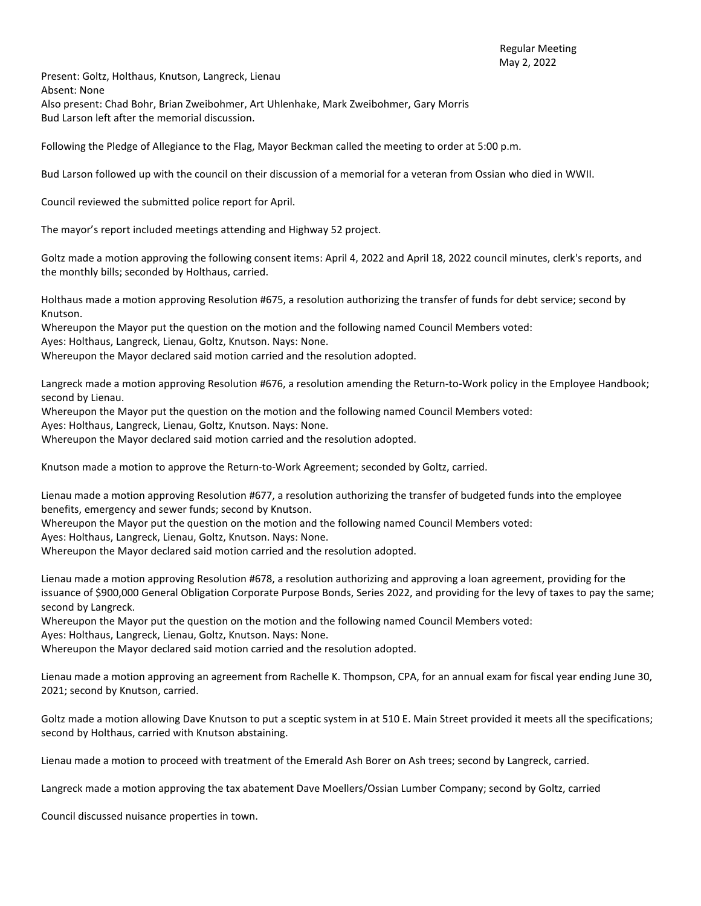Regular Meeting
May 2, 2022

Present: Goltz, Holthaus, Knutson, Langreck, Lienau
Absent: None
Also present: Chad Bohr, Brian Zweibohmer, Art Uhlenhake, Mark Zweibohmer, Gary Morris
Bud Larson left after the memorial discussion.

Following the Pledge of Allegiance to the Flag, Mayor Beckman called the meeting to order at 5:00 p.m.

Bud Larson followed up with the council on their discussion of a memorial for a veteran from Ossian who died in WWII.

Council reviewed the submitted police report for April.

The mayor's report included meetings attending and Highway 52 project.

Goltz made a motion approving the following consent items: April 4, 2022 and April 18, 2022 council minutes, clerk's reports, and the monthly bills; seconded by Holthaus, carried.

Holthaus made a motion approving Resolution #675, a resolution authorizing the transfer of funds for debt service; second by Knutson.
Whereupon the Mayor put the question on the motion and the following named Council Members voted:
Ayes: Holthaus, Langreck, Lienau, Goltz, Knutson. Nays: None.
Whereupon the Mayor declared said motion carried and the resolution adopted.

Langreck made a motion approving Resolution #676, a resolution amending the Return-to-Work policy in the Employee Handbook; second by Lienau.
Whereupon the Mayor put the question on the motion and the following named Council Members voted:
Ayes: Holthaus, Langreck, Lienau, Goltz, Knutson. Nays: None.
Whereupon the Mayor declared said motion carried and the resolution adopted.

Knutson made a motion to approve the Return-to-Work Agreement; seconded by Goltz, carried.

Lienau made a motion approving Resolution #677, a resolution authorizing the transfer of budgeted funds into the employee benefits, emergency and sewer funds; second by Knutson.
Whereupon the Mayor put the question on the motion and the following named Council Members voted:
Ayes: Holthaus, Langreck, Lienau, Goltz, Knutson. Nays: None.
Whereupon the Mayor declared said motion carried and the resolution adopted.

Lienau made a motion approving Resolution #678, a resolution authorizing and approving a loan agreement, providing for the issuance of $900,000 General Obligation Corporate Purpose Bonds, Series 2022, and providing for the levy of taxes to pay the same; second by Langreck.
Whereupon the Mayor put the question on the motion and the following named Council Members voted:
Ayes: Holthaus, Langreck, Lienau, Goltz, Knutson. Nays: None.
Whereupon the Mayor declared said motion carried and the resolution adopted.

Lienau made a motion approving an agreement from Rachelle K. Thompson, CPA, for an annual exam for fiscal year ending June 30, 2021; second by Knutson, carried.

Goltz made a motion allowing Dave Knutson to put a sceptic system in at 510 E. Main Street provided it meets all the specifications; second by Holthaus, carried with Knutson abstaining.

Lienau made a motion to proceed with treatment of the Emerald Ash Borer on Ash trees; second by Langreck, carried.

Langreck made a motion approving the tax abatement Dave Moellers/Ossian Lumber Company; second by Goltz, carried

Council discussed nuisance properties in town.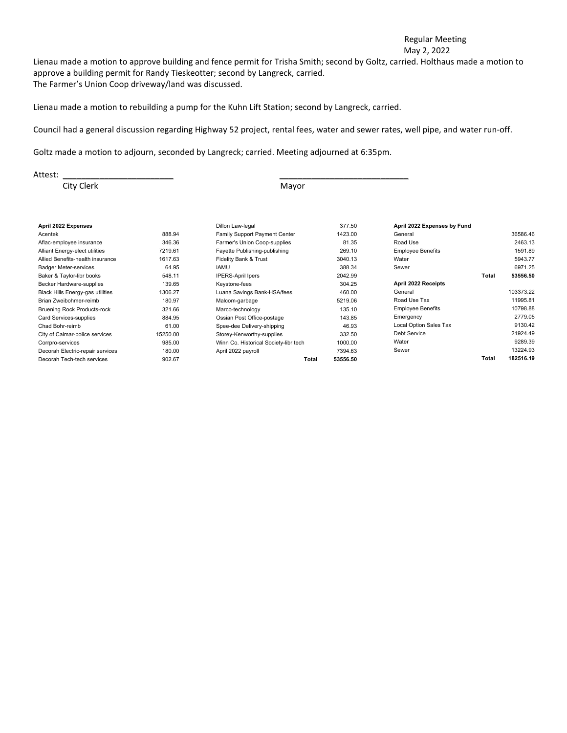Regular Meeting
May 2, 2022

Lienau made a motion to approve building and fence permit for Trisha Smith; second by Goltz, carried. Holthaus made a motion to approve a building permit for Randy Tieskeotter; second by Langreck, carried.
The Farmer's Union Coop driveway/land was discussed.

Lienau made a motion to rebuilding a pump for the Kuhn Lift Station; second by Langreck, carried.

Council had a general discussion regarding Highway 52 project, rental fees, water and sewer rates, well pipe, and water run-off.

Goltz made a motion to adjourn, seconded by Langreck; carried. Meeting adjourned at 6:35pm.

Attest: ______________________ ______________________
City Clerk Mayor

| **April 2022 Expenses** | |
|---|---|
| Acentek | 888.94 |
| Aflac-employee insurance | 346.36 |
| Alliant Energy-elect utilities | 7219.61 |
| Allied Benefits-health insurance | 1617.63 |
| Badger Meter-services | 64.95 |
| Baker & Taylor-libr books | 548.11 |
| Becker Hardware-supplies | 139.65 |
| Black Hills Energy-gas utilities | 1306.27 |
| Brian Zweibohmer-reimb | 180.97 |
| Bruening Rock Products-rock | 321.66 |
| Card Services-supplies | 884.95 |
| Chad Bohr-reimb | 61.00 |
| City of Calmar-police services | 15250.00 |
| Corrpro-services | 985.00 |
| Decorah Electric-repair services | 180.00 |
| Decorah Tech-tech services | 902.67 |
| Dillon Law-legal | 377.50 |
| Family Support Payment Center | 1423.00 |
| Farmer's Union Coop-supplies | 81.35 |
| Fayette Publishing-publishing | 269.10 |
| Fidelity Bank & Trust | 3040.13 |
| IAMU | 388.34 |
| IPERS-April Ipers | 2042.99 |
| Keystone-fees | 304.25 |
| Luana Savings Bank-HSA/fees | 460.00 |
| Malcom-garbage | 5219.06 |
| Marco-technology | 135.10 |
| Ossian Post Office-postage | 143.85 |
| Spee-dee Delivery-shipping | 46.93 |
| Storey-Kenworthy-supplies | 332.50 |
| Winn Co. Historical Society-libr tech | 1000.00 |
| April 2022 payroll | 7394.63 |
| **Total** | **53556.50** |

| **April 2022 Expenses by Fund** | |
|---|---|
| General | 36586.46 |
| Road Use | 2463.13 |
| Employee Benefits | 1591.89 |
| Water | 5943.77 |
| Sewer | 6971.25 |
| **Total** | **53556.50** |

| **April 2022 Receipts** | |
|---|---|
| General | 103373.22 |
| Road Use Tax | 11995.81 |
| Employee Benefits | 10798.88 |
| Emergency | 2779.05 |
| Local Option Sales Tax | 9130.42 |
| Debt Service | 21924.49 |
| Water | 9289.39 |
| Sewer | 13224.93 |
| **Total** | **182516.19** |